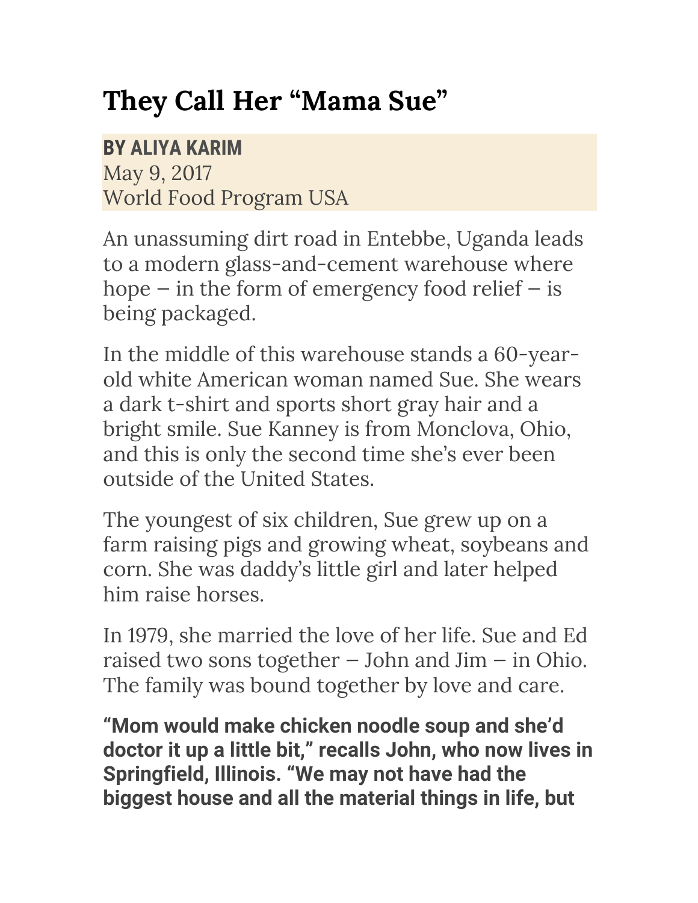# They Call Her “Mama Sue”

**BY ALIYA KARIM**
May 9, 2017
World Food Program USA

An unassuming dirt road in Entebbe, Uganda leads to a modern glass-and-cement warehouse where hope – in the form of emergency food relief – is being packaged.

In the middle of this warehouse stands a 60-year-old white American woman named Sue. She wears a dark t-shirt and sports short gray hair and a bright smile. Sue Kanney is from Monclova, Ohio, and this is only the second time she’s ever been outside of the United States.

The youngest of six children, Sue grew up on a farm raising pigs and growing wheat, soybeans and corn. She was daddy’s little girl and later helped him raise horses.

In 1979, she married the love of her life. Sue and Ed raised two sons together – John and Jim – in Ohio. The family was bound together by love and care.

**“Mom would make chicken noodle soup and she’d doctor it up a little bit,” recalls John, who now lives in Springfield, Illinois. “We may not have had the biggest house and all the material things in life, but**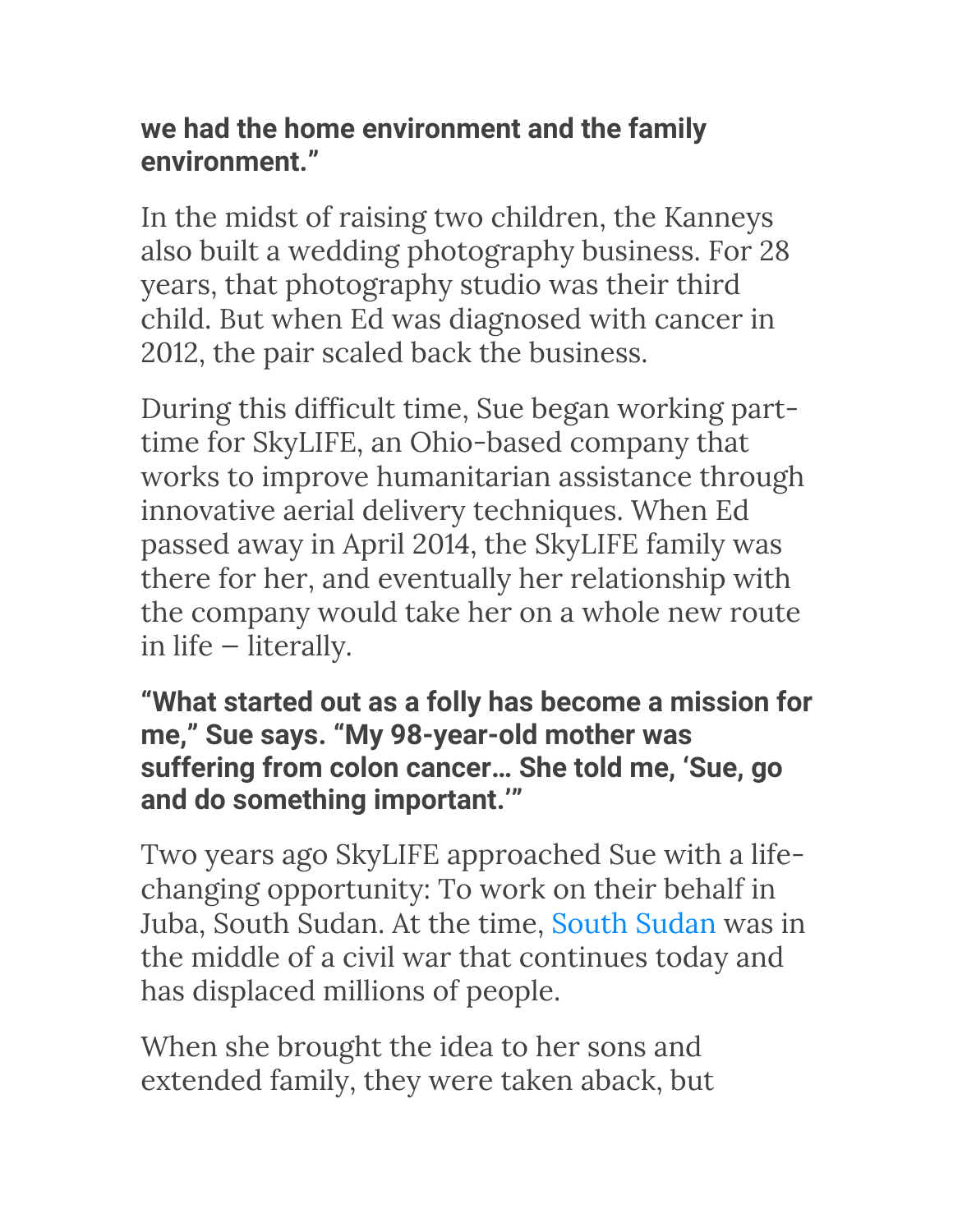**we had the home environment and the family environment."**

In the midst of raising two children, the Kanneys also built a wedding photography business. For 28 years, that photography studio was their third child. But when Ed was diagnosed with cancer in 2012, the pair scaled back the business.

During this difficult time, Sue began working part-time for SkyLIFE, an Ohio-based company that works to improve humanitarian assistance through innovative aerial delivery techniques. When Ed passed away in April 2014, the SkyLIFE family was there for her, and eventually her relationship with the company would take her on a whole new route in life – literally.

**"What started out as a folly has become a mission for me," Sue says. "My 98-year-old mother was suffering from colon cancer… She told me, 'Sue, go and do something important.'"**

Two years ago SkyLIFE approached Sue with a life-changing opportunity: To work on their behalf in Juba, South Sudan. At the time, South Sudan was in the middle of a civil war that continues today and has displaced millions of people.

When she brought the idea to her sons and extended family, they were taken aback, but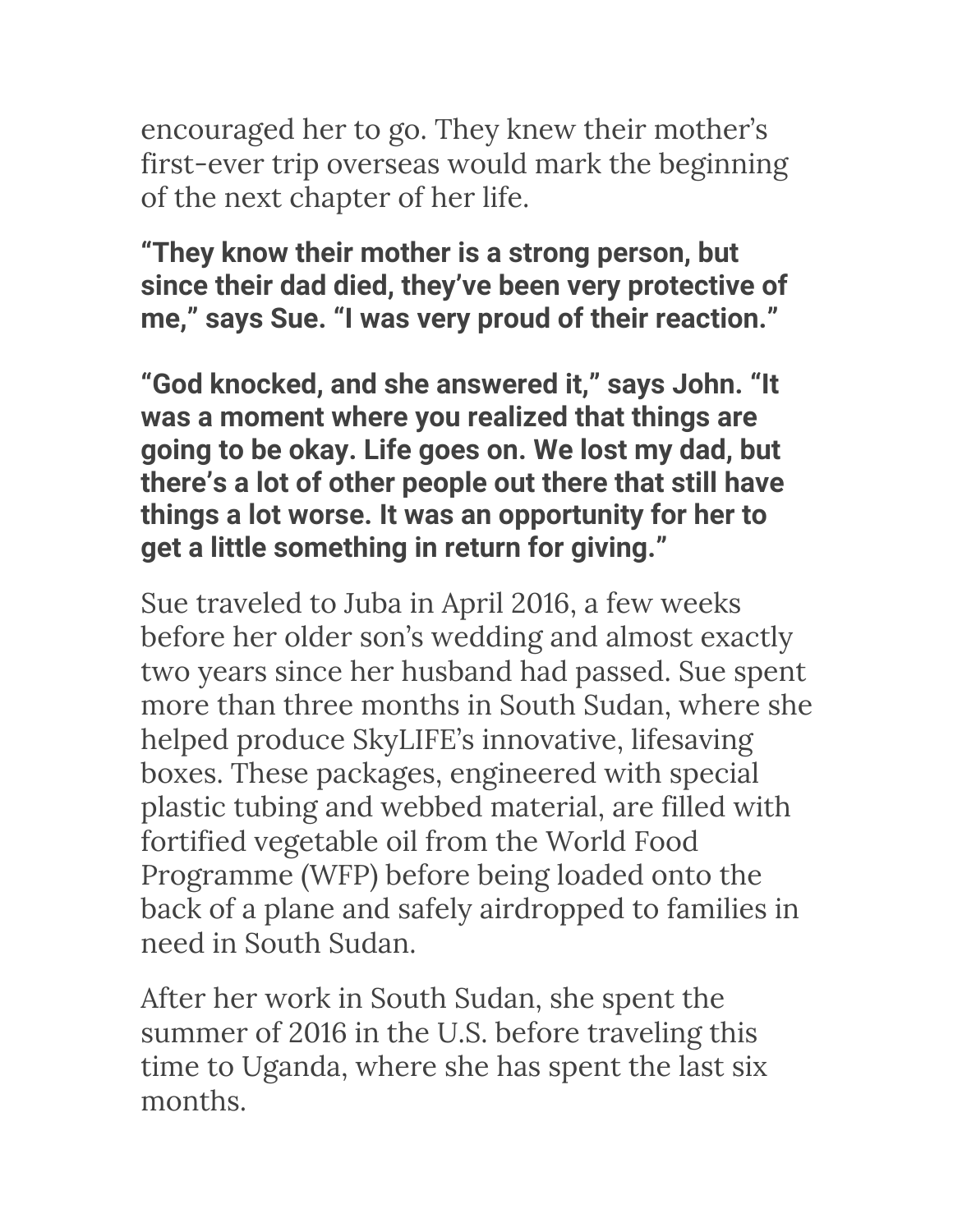encouraged her to go. They knew their mother's first-ever trip overseas would mark the beginning of the next chapter of her life.

**"They know their mother is a strong person, but since their dad died, they've been very protective of me," says Sue. "I was very proud of their reaction."**

**"God knocked, and she answered it," says John. "It was a moment where you realized that things are going to be okay. Life goes on. We lost my dad, but there's a lot of other people out there that still have things a lot worse. It was an opportunity for her to get a little something in return for giving."**

Sue traveled to Juba in April 2016, a few weeks before her older son's wedding and almost exactly two years since her husband had passed. Sue spent more than three months in South Sudan, where she helped produce SkyLIFE's innovative, lifesaving boxes. These packages, engineered with special plastic tubing and webbed material, are filled with fortified vegetable oil from the World Food Programme (WFP) before being loaded onto the back of a plane and safely airdropped to families in need in South Sudan.

After her work in South Sudan, she spent the summer of 2016 in the U.S. before traveling this time to Uganda, where she has spent the last six months.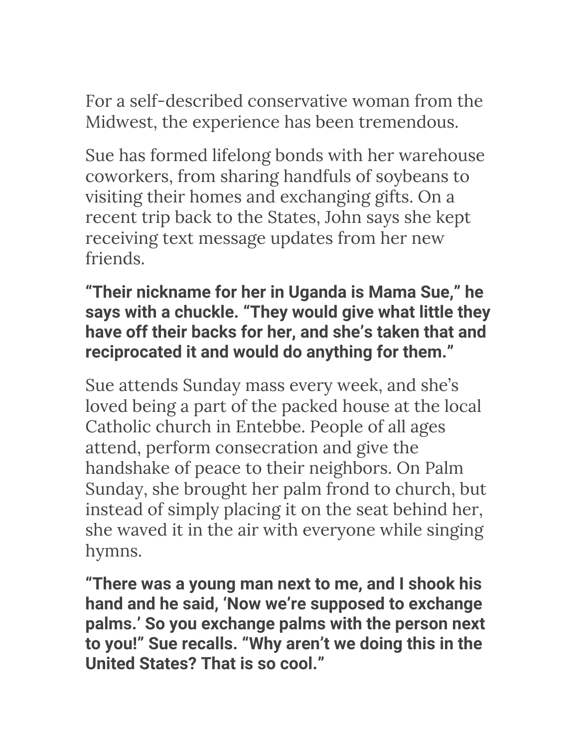For a self-described conservative woman from the Midwest, the experience has been tremendous.

Sue has formed lifelong bonds with her warehouse coworkers, from sharing handfuls of soybeans to visiting their homes and exchanging gifts. On a recent trip back to the States, John says she kept receiving text message updates from her new friends.

**"Their nickname for her in Uganda is Mama Sue," he says with a chuckle. "They would give what little they have off their backs for her, and she's taken that and reciprocated it and would do anything for them."**

Sue attends Sunday mass every week, and she's loved being a part of the packed house at the local Catholic church in Entebbe. People of all ages attend, perform consecration and give the handshake of peace to their neighbors. On Palm Sunday, she brought her palm frond to church, but instead of simply placing it on the seat behind her, she waved it in the air with everyone while singing hymns.

**"There was a young man next to me, and I shook his hand and he said, 'Now we're supposed to exchange palms.' So you exchange palms with the person next to you!" Sue recalls. "Why aren't we doing this in the United States? That is so cool."**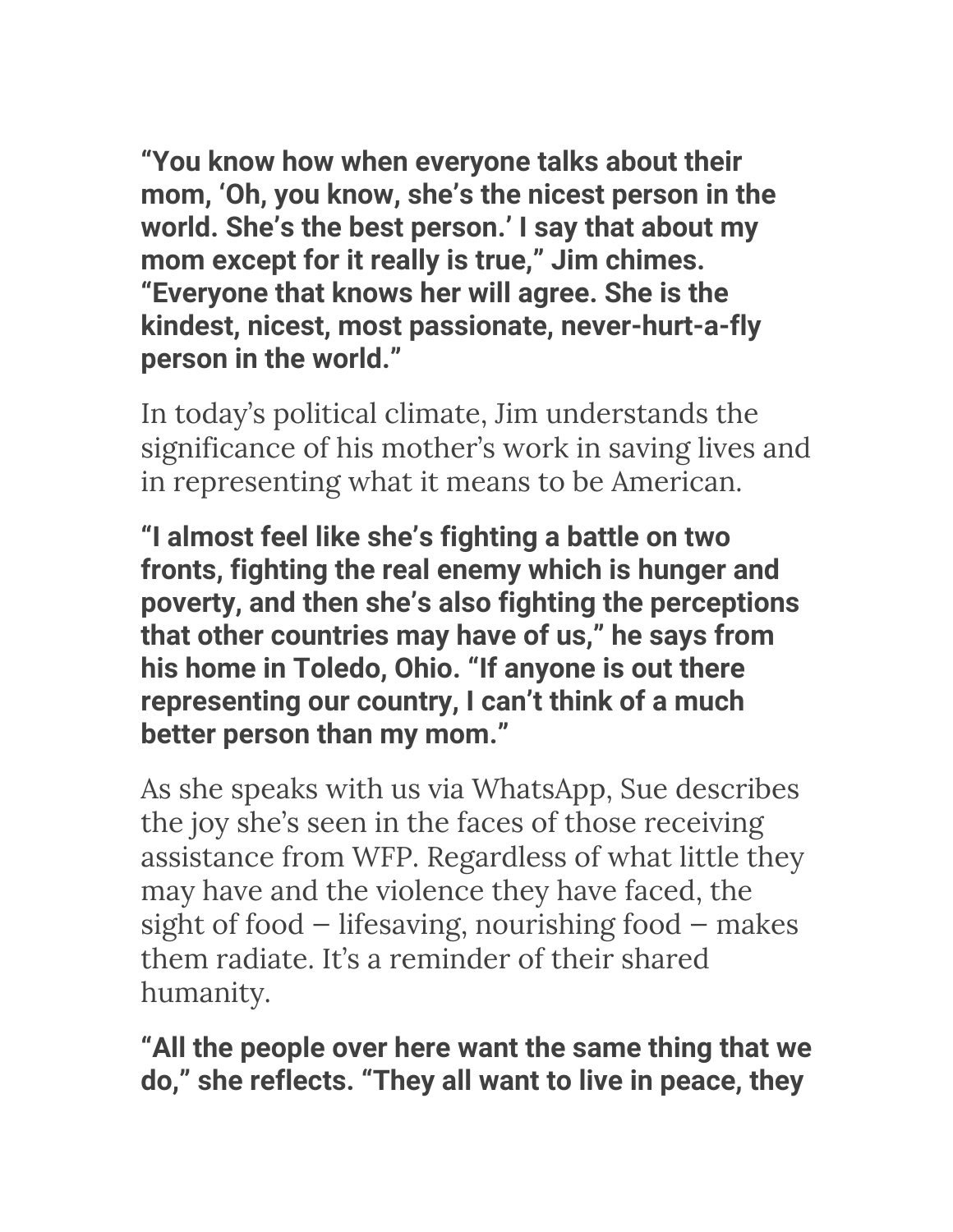**“You know how when everyone talks about their mom, ‘Oh, you know, she’s the nicest person in the world. She’s the best person.’ I say that about my mom except for it really is true,” Jim chimes. “Everyone that knows her will agree. She is the kindest, nicest, most passionate, never-hurt-a-fly person in the world.”**

In today’s political climate, Jim understands the significance of his mother’s work in saving lives and in representing what it means to be American.

**“I almost feel like she’s fighting a battle on two fronts, fighting the real enemy which is hunger and poverty, and then she’s also fighting the perceptions that other countries may have of us,” he says from his home in Toledo, Ohio. “If anyone is out there representing our country, I can’t think of a much better person than my mom.”**

As she speaks with us via WhatsApp, Sue describes the joy she’s seen in the faces of those receiving assistance from WFP. Regardless of what little they may have and the violence they have faced, the sight of food – lifesaving, nourishing food – makes them radiate. It’s a reminder of their shared humanity.

**“All the people over here want the same thing that we do,” she reflects. “They all want to live in peace, they**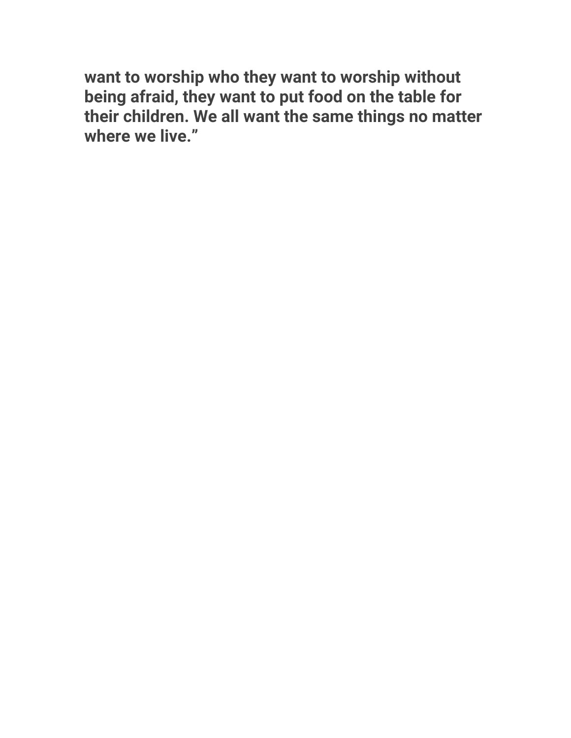**want to worship who they want to worship without being afraid, they want to put food on the table for their children. We all want the same things no matter where we live.”**